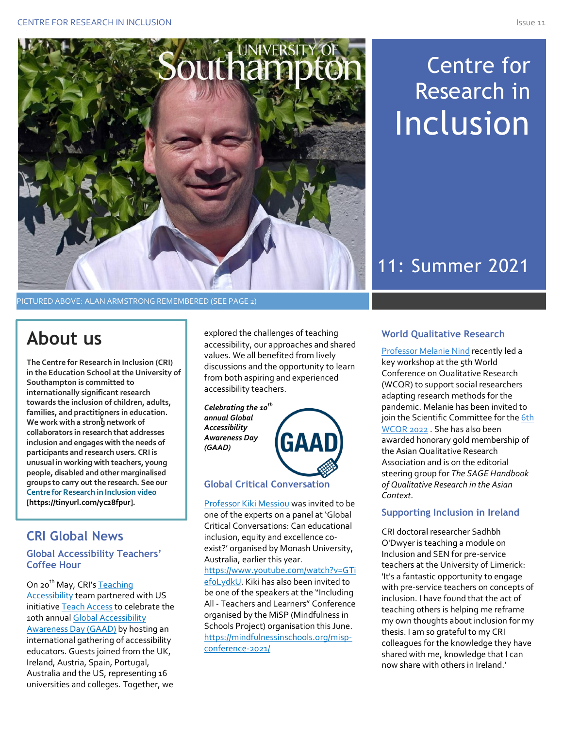# Centre for Research in Inclusion

## 11: Summer 2021

PICTURED ABOVE: ALAN ARMSTRONG REMEMBERED (SEE PAGE 2)

## About us

**The Centre for Research in Inclusion (CRI) in the Education School at the University of Southampton is committed to internationally significant research towards the inclusion of children, adults, families, and practitioners in education. We work with a strong network of collaborators in research that addresses inclusion and engages with the needs of participants and research users. CRI is unusual in working with teachers, young people, disabled and other marginalised groups to carry out the research. See our Centre for Research in Inclusion video [https://tinyurl.com/yc28fpur].**

## CRI Global News

### Global Accessibility Teachers' Coffee Hour

On 20th May, CRI's Teaching Accessibility team partnered with US initiative Teach Access to celebrate the 10th annual Global Accessibility Awareness Day (GAAD) by hosting an international gathering of accessibility educators. Guests joined from the UK, Ireland, Austria, Spain, Portugal, Australia and the US, representing 16 universities and colleges. Together, we explored the challenges of teaching accessibility, our approaches and shared values. We all benefited from lively discussions and the opportunity to learn from both aspiring and experienced accessibility teachers.

***Celebrating the 10th annual Global Accessibility Awareness Day (GAAD)***

### Global Critical Conversation

Professor Kiki Messiou was invited to be one of the experts on a panel at 'Global Critical Conversations: Can educational inclusion, equity and excellence co-exist?' organised by Monash University, Australia, earlier this year. https://www.youtube.com/watch?v=GTiefoLydkU. Kiki has also been invited to be one of the speakers at the "Including All - Teachers and Learners" Conference organised by the MiSP (Mindfulness in Schools Project) organisation this June. https://mindfulnessinschools.org/misp-conference-2021/

### World Qualitative Research

Professor Melanie Nind recently led a key workshop at the 5th World Conference on Qualitative Research (WCQR) to support social researchers adapting research methods for the pandemic. Melanie has been invited to join the Scientific Committee for the 6th WCQR 2022 . She has also been awarded honorary gold membership of the Asian Qualitative Research Association and is on the editorial steering group for *The SAGE Handbook of Qualitative Research in the Asian Context*.

### Supporting Inclusion in Ireland

CRI doctoral researcher Sadhbh O'Dwyer is teaching a module on Inclusion and SEN for pre-service teachers at the University of Limerick: 'It's a fantastic opportunity to engage with pre-service teachers on concepts of inclusion. I have found that the act of teaching others is helping me reframe my own thoughts about inclusion for my thesis. I am so grateful to my CRI colleagues for the knowledge they have shared with me, knowledge that I can now share with others in Ireland.'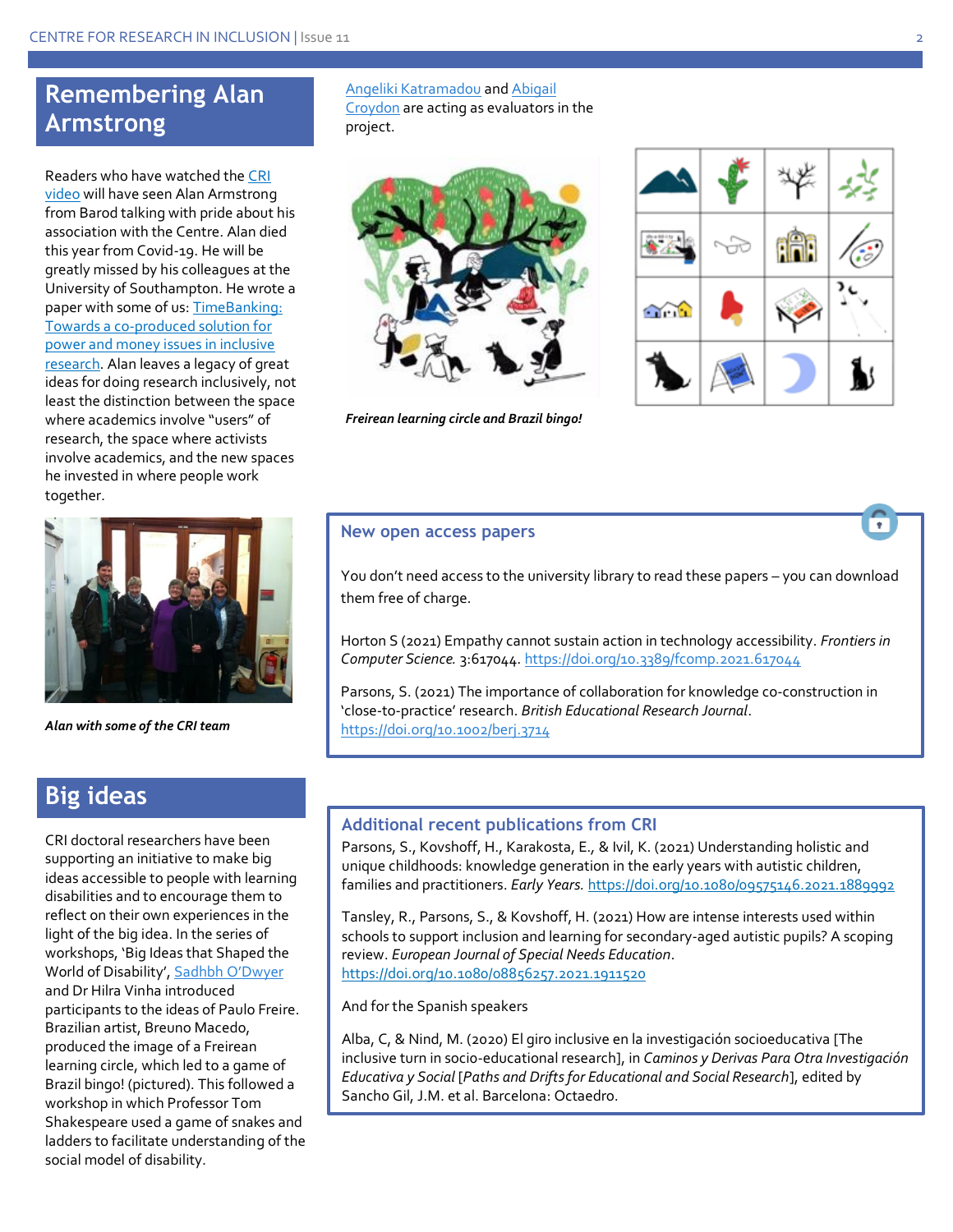## Remembering Alan Armstrong

Readers who have watched the CRI video will have seen Alan Armstrong from Barod talking with pride about his association with the Centre. Alan died this year from Covid-19. He will be greatly missed by his colleagues at the University of Southampton. He wrote a paper with some of us: TimeBanking: Towards a co-produced solution for power and money issues in inclusive research. Alan leaves a legacy of great ideas for doing research inclusively, not least the distinction between the space where academics involve "users" of research, the space where activists involve academics, and the new spaces he invested in where people work together.

*Alan with some of the CRI team*

## Big ideas

CRI doctoral researchers have been supporting an initiative to make big ideas accessible to people with learning disabilities and to encourage them to reflect on their own experiences in the light of the big idea. In the series of workshops, 'Big Ideas that Shaped the World of Disability', Sadhbh O'Dwyer and Dr Hilra Vinha introduced participants to the ideas of Paulo Freire. Brazilian artist, Breuno Macedo, produced the image of a Freirean learning circle, which led to a game of Brazil bingo! (pictured). This followed a workshop in which Professor Tom Shakespeare used a game of snakes and ladders to facilitate understanding of the social model of disability. Angeliki Katramadou and Abigail Croydon are acting as evaluators in the project.

***Freirean learning circle and Brazil bingo!***

### New open access papers

You don't need access to the university library to read these papers – you can download them free of charge.

Horton S (2021) Empathy cannot sustain action in technology accessibility. *Frontiers in Computer Science.* 3:617044. https://doi.org/10.3389/fcomp.2021.617044

Parsons, S. (2021) The importance of collaboration for knowledge co-construction in 'close-to-practice' research. *British Educational Research Journal*. https://doi.org/10.1002/berj.3714

### Additional recent publications from CRI

Parsons, S., Kovshoff, H., Karakosta, E., & Ivil, K. (2021) Understanding holistic and unique childhoods: knowledge generation in the early years with autistic children, families and practitioners. *Early Years.* https://doi.org/10.1080/09575146.2021.1889992

Tansley, R., Parsons, S., & Kovshoff, H. (2021) How are intense interests used within schools to support inclusion and learning for secondary-aged autistic pupils? A scoping review. *European Journal of Special Needs Education*. https://doi.org/10.1080/08856257.2021.1911520

And for the Spanish speakers

Alba, C, & Nind, M. (2020) El giro inclusive en la investigación socioeducativa [The inclusive turn in socio-educational research], in *Caminos y Derivas Para Otra Investigación Educativa y Social* [*Paths and Drifts for Educational and Social Research*], edited by Sancho Gil, J.M. et al. Barcelona: Octaedro.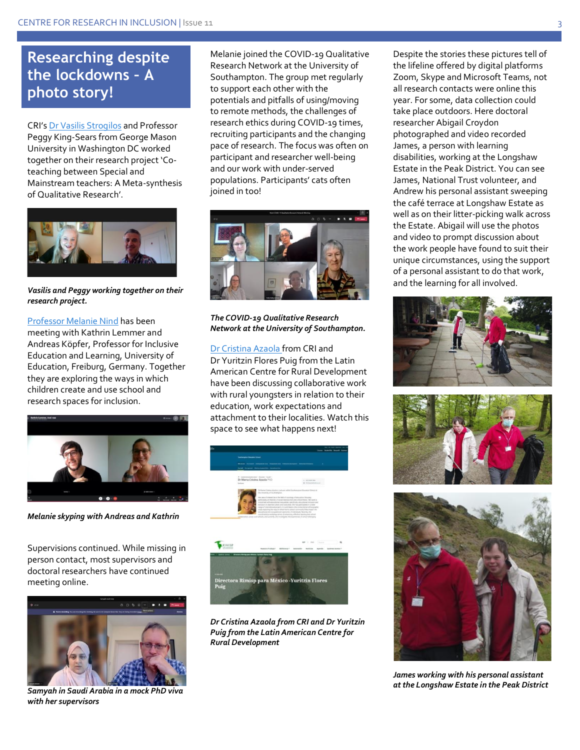# Researching despite the lockdowns - A photo story!

CRI's Dr Vasilis Strogilos and Professor Peggy King-Sears from George Mason University in Washington DC worked together on their research project 'Co-teaching between Special and Mainstream teachers: A Meta-synthesis of Qualitative Research'.

***Vasilis and Peggy working together on their research project.***

Professor Melanie Nind has been meeting with Kathrin Lemmer and Andreas Köpfer, Professor for Inclusive Education and Learning, University of Education, Freiburg, Germany. Together they are exploring the ways in which children create and use school and research spaces for inclusion.

***Melanie skyping with Andreas and Kathrin***

Supervisions continued. While missing in person contact, most supervisors and doctoral researchers have continued meeting online.

***Samyah in Saudi Arabia in a mock PhD viva with her supervisors***

Melanie joined the COVID-19 Qualitative Research Network at the University of Southampton. The group met regularly to support each other with the potentials and pitfalls of using/moving to remote methods, the challenges of research ethics during COVID-19 times, recruiting participants and the changing pace of research. The focus was often on participant and researcher well-being and our work with under-served populations. Participants' cats often joined in too!

***The COVID-19 Qualitative Research Network at the University of Southampton.***

Dr Cristina Azaola from CRI and Dr Yuritzin Flores Puig from the Latin American Centre for Rural Development have been discussing collaborative work with rural youngsters in relation to their education, work expectations and attachment to their localities. Watch this space to see what happens next!

***Dr Cristina Azaola from CRI and Dr Yuritzin Puig from the Latin American Centre for Rural Development***

Despite the stories these pictures tell of the lifeline offered by digital platforms Zoom, Skype and Microsoft Teams, not all research contacts were online this year. For some, data collection could take place outdoors. Here doctoral researcher Abigail Croydon photographed and video recorded James, a person with learning disabilities, working at the Longshaw Estate in the Peak District. You can see James, National Trust volunteer, and Andrew his personal assistant sweeping the café terrace at Longshaw Estate as well as on their litter-picking walk across the Estate. Abigail will use the photos and video to prompt discussion about the work people have found to suit their unique circumstances, using the support of a personal assistant to do that work, and the learning for all involved.

***James working with his personal assistant at the Longshaw Estate in the Peak District***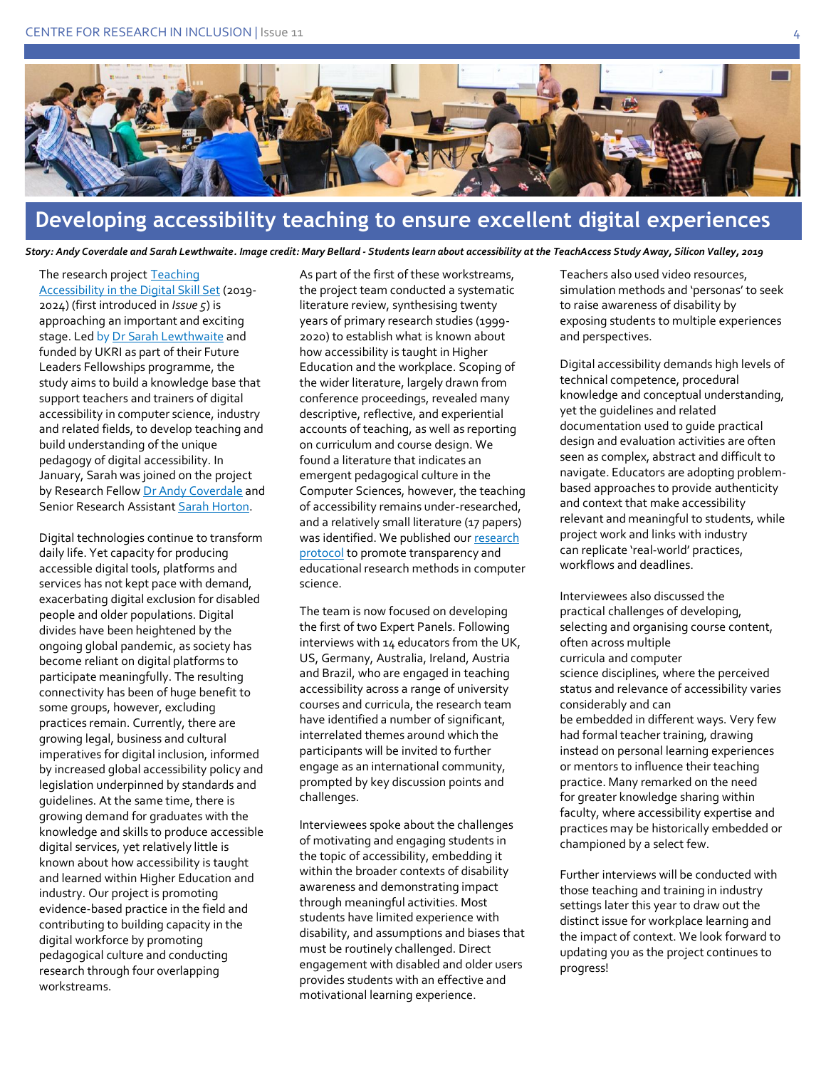# Developing accessibility teaching to ensure excellent digital experiences

***Story: Andy Coverdale and Sarah Lewthwaite. Image credit: Mary Bellard - Students learn about accessibility at the TeachAccess Study Away, Silicon Valley, 2019***

The research project Teaching Accessibility in the Digital Skill Set (2019-2024) (first introduced in *Issue 5*) is approaching an important and exciting stage. Led by Dr Sarah Lewthwaite and funded by UKRI as part of their Future Leaders Fellowships programme, the study aims to build a knowledge base that support teachers and trainers of digital accessibility in computer science, industry and related fields, to develop teaching and build understanding of the unique pedagogy of digital accessibility. In January, Sarah was joined on the project by Research Fellow Dr Andy Coverdale and Senior Research Assistant Sarah Horton.

Digital technologies continue to transform daily life. Yet capacity for producing accessible digital tools, platforms and services has not kept pace with demand, exacerbating digital exclusion for disabled people and older populations. Digital divides have been heightened by the ongoing global pandemic, as society has become reliant on digital platforms to participate meaningfully. The resulting connectivity has been of huge benefit to some groups, however, excluding practices remain. Currently, there are growing legal, business and cultural imperatives for digital inclusion, informed by increased global accessibility policy and legislation underpinned by standards and guidelines. At the same time, there is growing demand for graduates with the knowledge and skills to produce accessible digital services, yet relatively little is known about how accessibility is taught and learned within Higher Education and industry. Our project is promoting evidence-based practice in the field and contributing to building capacity in the digital workforce by promoting pedagogical culture and conducting research through four overlapping workstreams.

As part of the first of these workstreams, the project team conducted a systematic literature review, synthesising twenty years of primary research studies (1999-2020) to establish what is known about how accessibility is taught in Higher Education and the workplace. Scoping of the wider literature, largely drawn from conference proceedings, revealed many descriptive, reflective, and experiential accounts of teaching, as well as reporting on curriculum and course design. We found a literature that indicates an emergent pedagogical culture in the Computer Sciences, however, the teaching of accessibility remains under-researched, and a relatively small literature (17 papers) was identified. We published our research protocol to promote transparency and educational research methods in computer science.

The team is now focused on developing the first of two Expert Panels. Following interviews with 14 educators from the UK, US, Germany, Australia, Ireland, Austria and Brazil, who are engaged in teaching accessibility across a range of university courses and curricula, the research team have identified a number of significant, interrelated themes around which the participants will be invited to further engage as an international community, prompted by key discussion points and challenges.

Interviewees spoke about the challenges of motivating and engaging students in the topic of accessibility, embedding it within the broader contexts of disability awareness and demonstrating impact through meaningful activities. Most students have limited experience with disability, and assumptions and biases that must be routinely challenged. Direct engagement with disabled and older users provides students with an effective and motivational learning experience.

Teachers also used video resources, simulation methods and 'personas' to seek to raise awareness of disability by exposing students to multiple experiences and perspectives.

Digital accessibility demands high levels of technical competence, procedural knowledge and conceptual understanding, yet the guidelines and related documentation used to guide practical design and evaluation activities are often seen as complex, abstract and difficult to navigate. Educators are adopting problem-based approaches to provide authenticity and context that make accessibility relevant and meaningful to students, while project work and links with industry can replicate 'real-world' practices, workflows and deadlines.

Interviewees also discussed the practical challenges of developing, selecting and organising course content, often across multiple curricula and computer science disciplines, where the perceived status and relevance of accessibility varies considerably and can be embedded in different ways. Very few had formal teacher training, drawing instead on personal learning experiences or mentors to influence their teaching practice. Many remarked on the need for greater knowledge sharing within faculty, where accessibility expertise and practices may be historically embedded or championed by a select few.

Further interviews will be conducted with those teaching and training in industry settings later this year to draw out the distinct issue for workplace learning and the impact of context. We look forward to updating you as the project continues to progress!